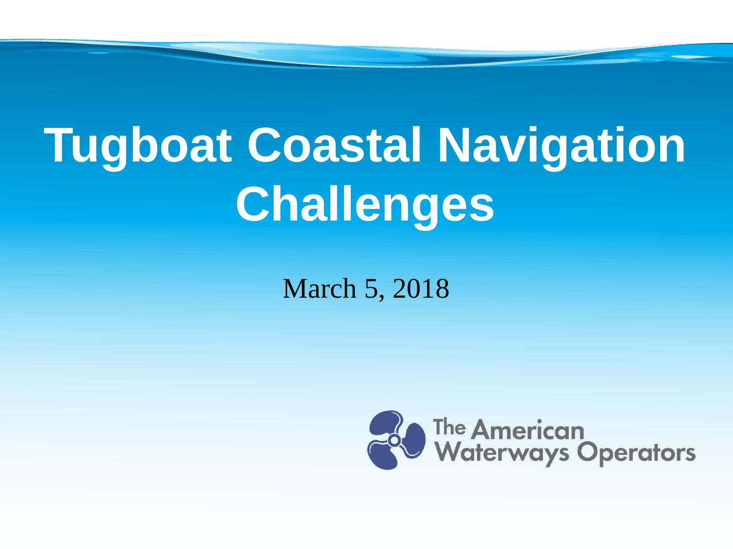# Tugboat Coastal Navigation Challenges

March 5, 2018

The American Waterways Operators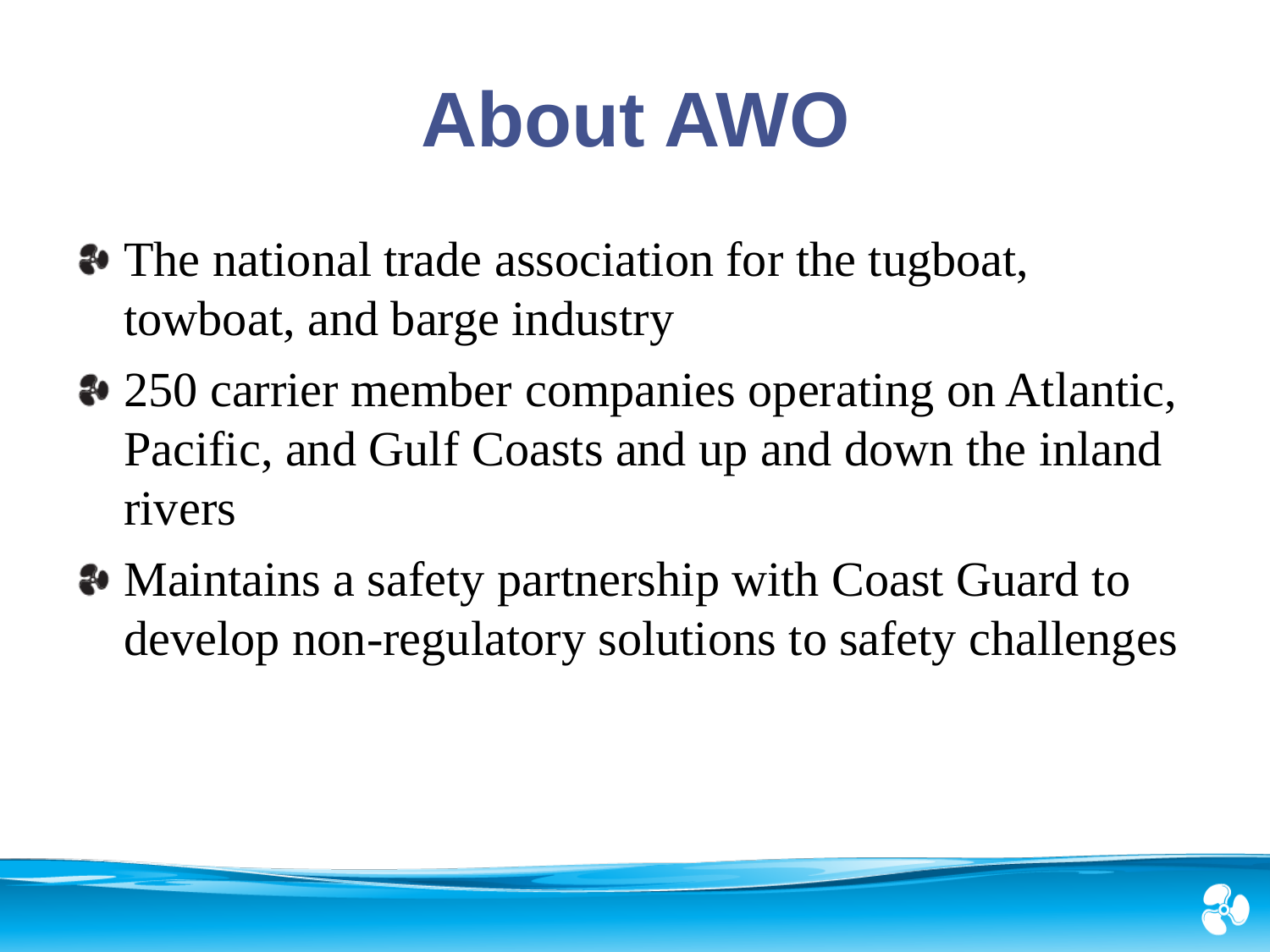# About AWO

- The national trade association for the tugboat, towboat, and barge industry
- 250 carrier member companies operating on Atlantic, Pacific, and Gulf Coasts and up and down the inland rivers
- Maintains a safety partnership with Coast Guard to develop non-regulatory solutions to safety challenges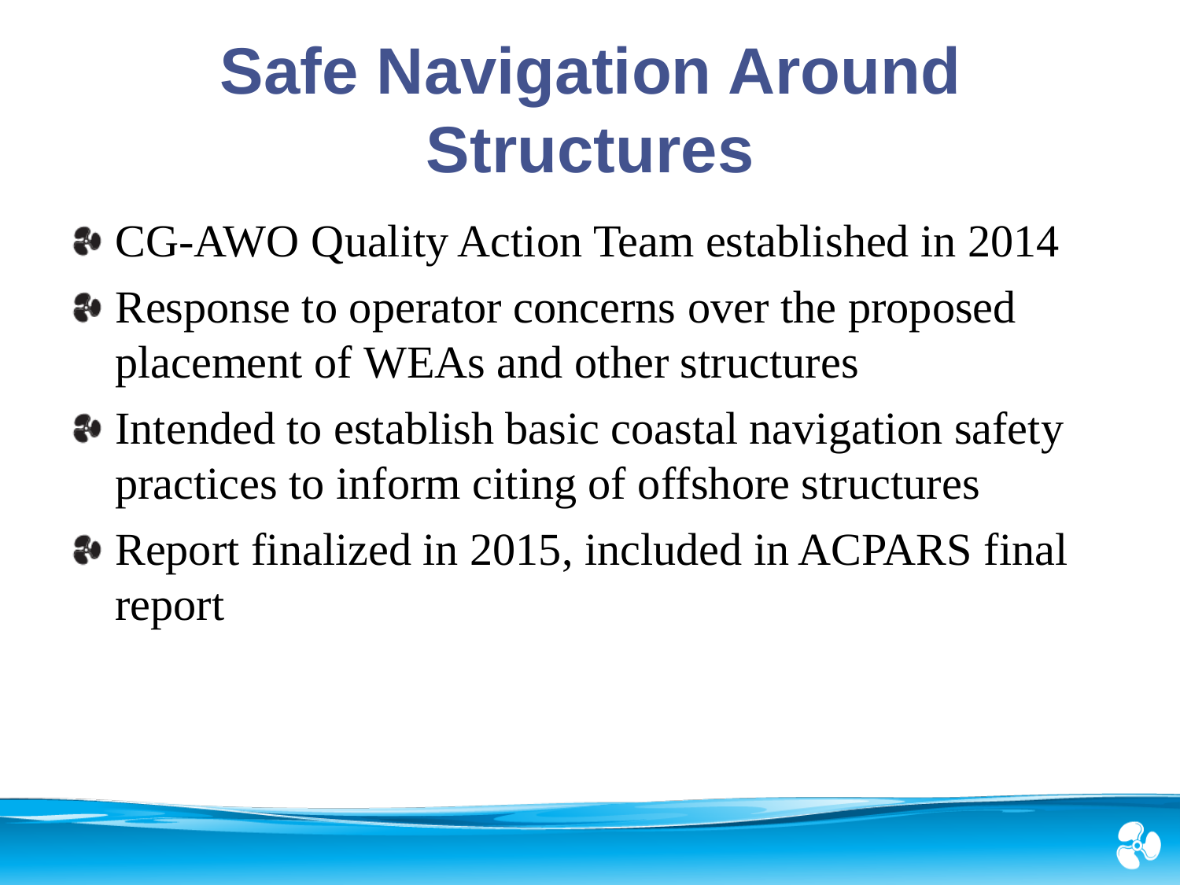# Safe Navigation Around Structures

- CG-AWO Quality Action Team established in 2014
- Response to operator concerns over the proposed placement of WEAs and other structures
- Intended to establish basic coastal navigation safety practices to inform citing of offshore structures
- Report finalized in 2015, included in ACPARS final report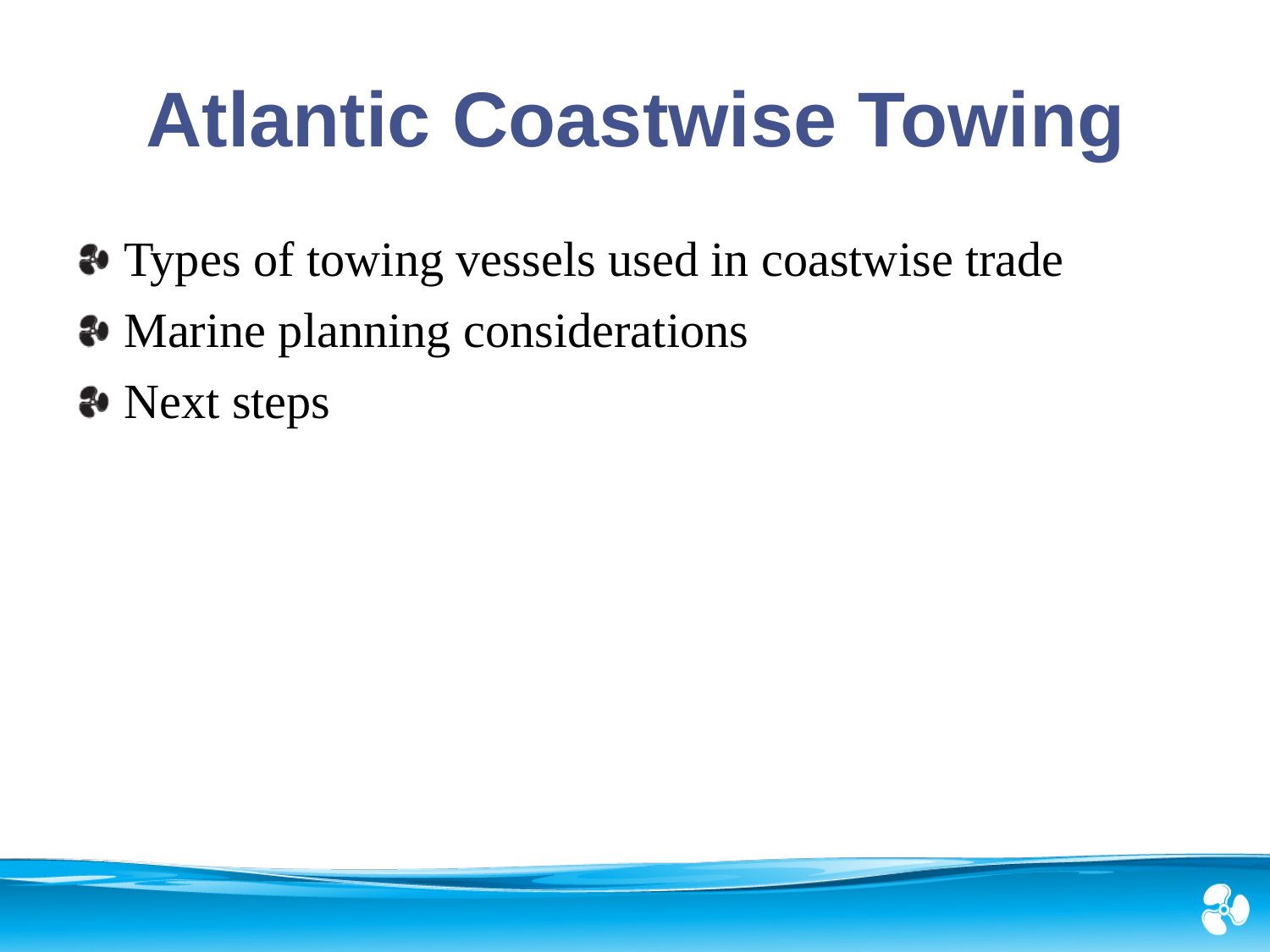# Atlantic Coastwise Towing

- Types of towing vessels used in coastwise trade
- Marine planning considerations
- Next steps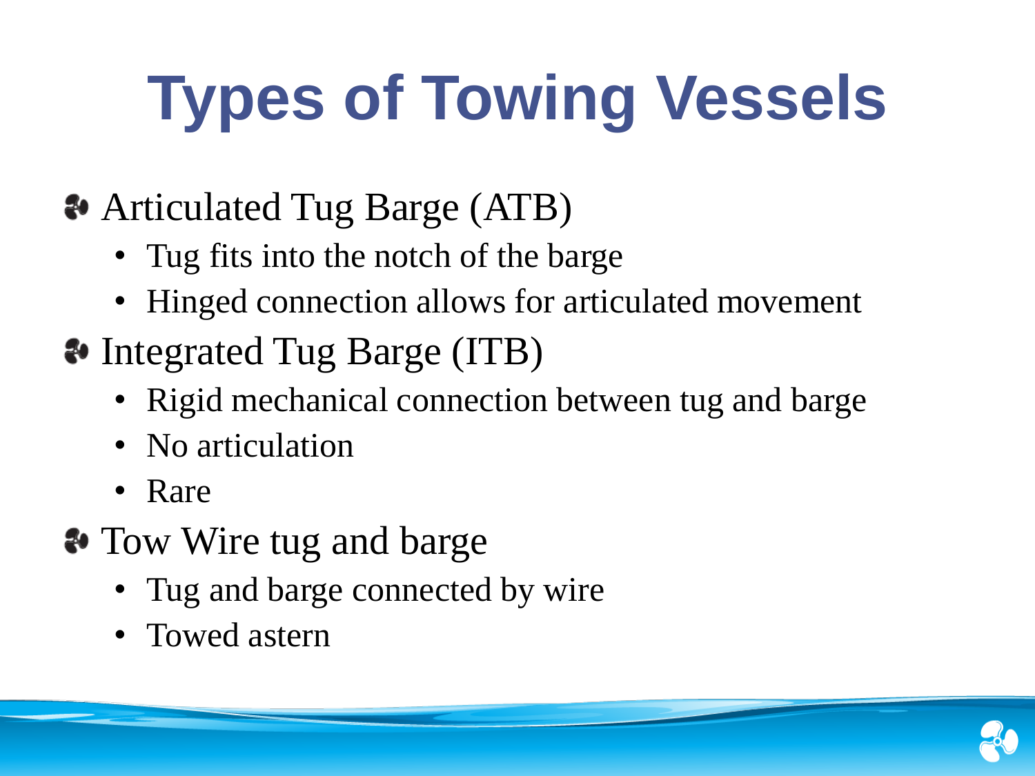# Types of Towing Vessels

- Articulated Tug Barge (ATB)
  - Tug fits into the notch of the barge
  - Hinged connection allows for articulated movement
- Integrated Tug Barge (ITB)
  - Rigid mechanical connection between tug and barge
  - No articulation
  - Rare
- Tow Wire tug and barge
  - Tug and barge connected by wire
  - Towed astern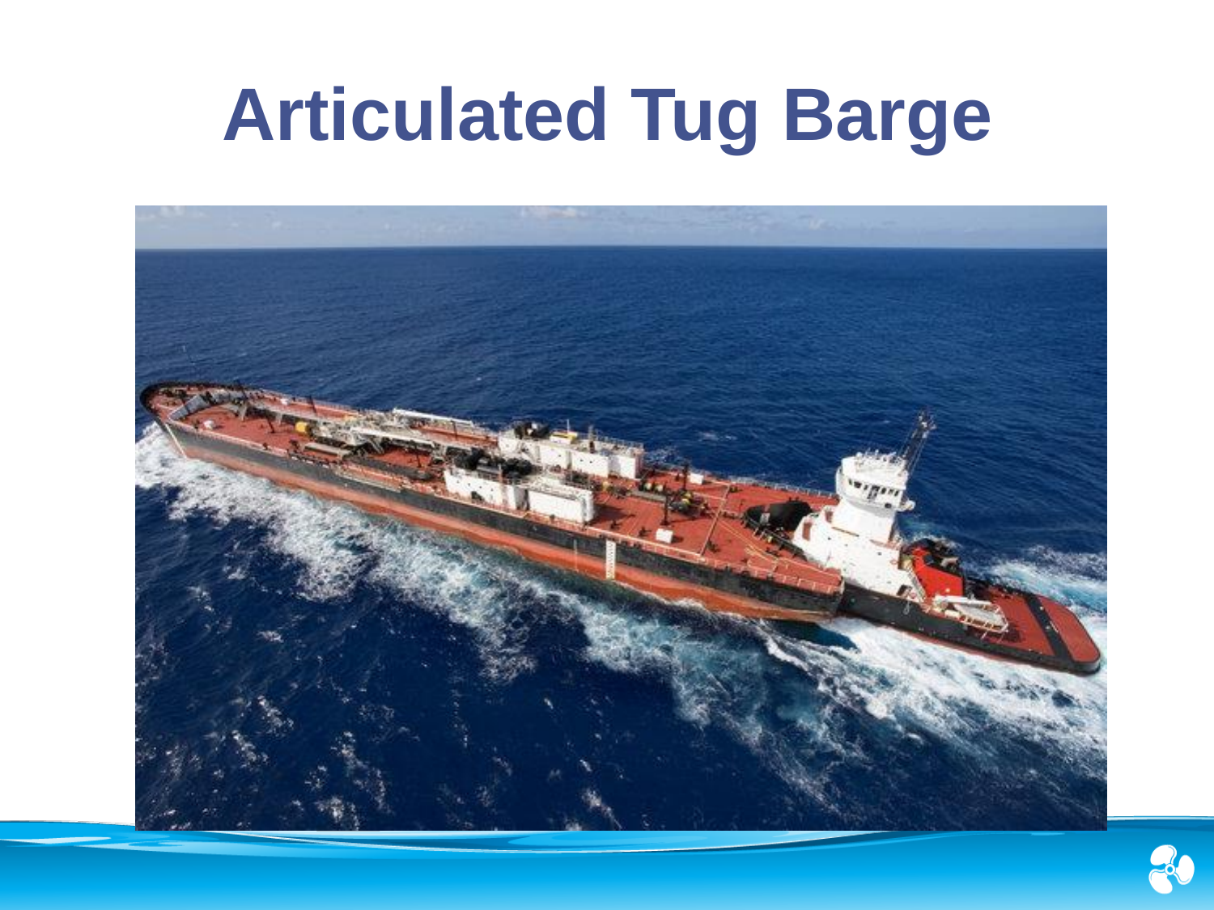# Articulated Tug Barge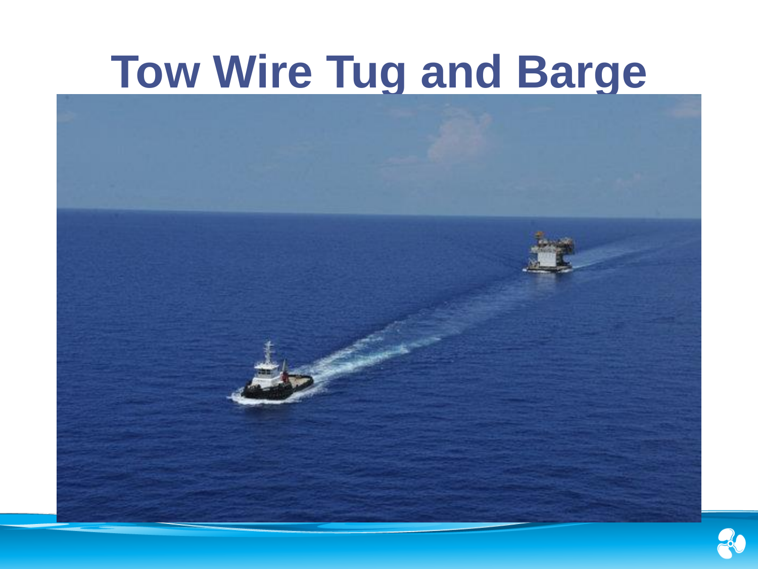# Tow Wire Tug and Barge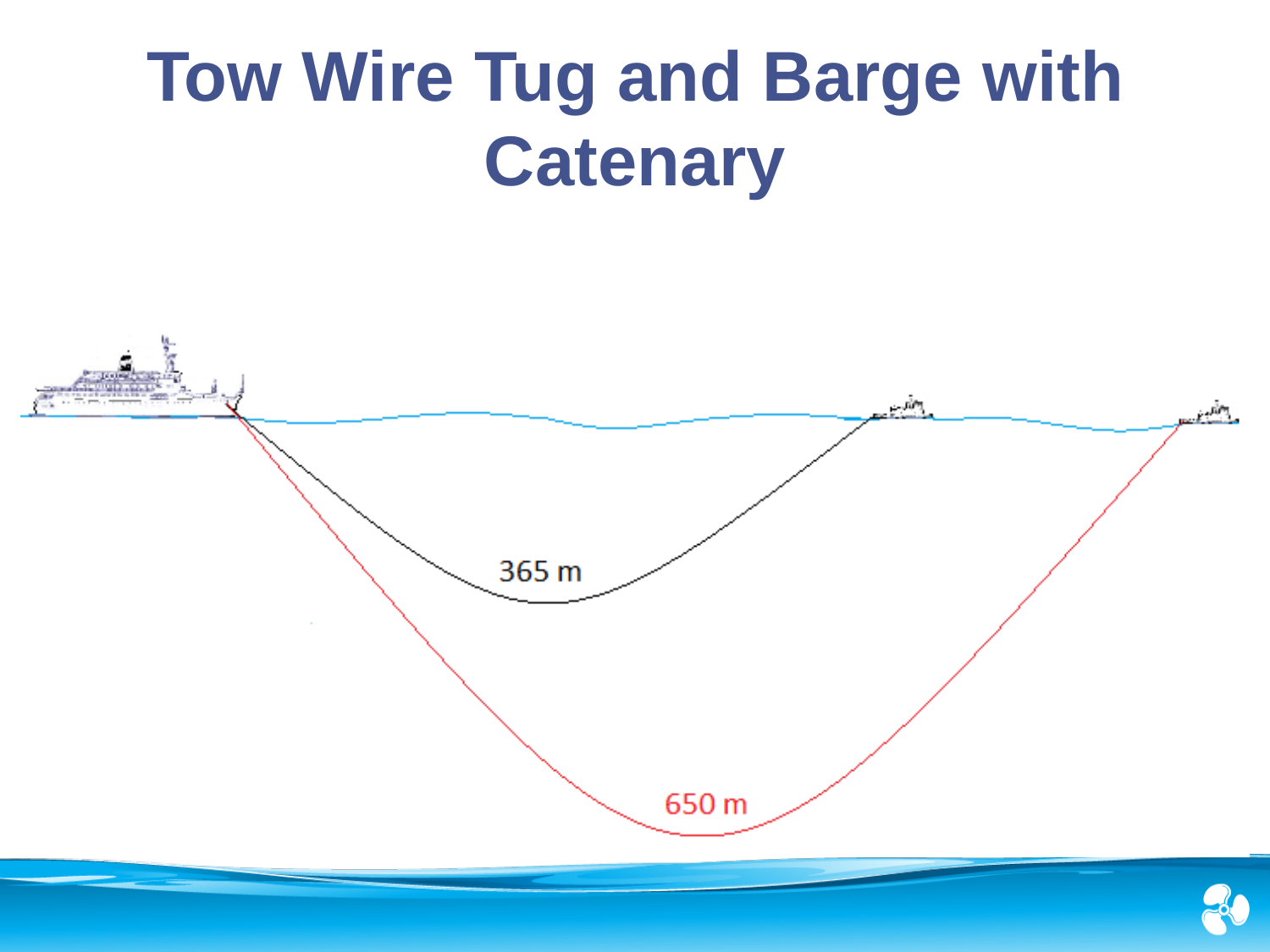# Tow Wire Tug and Barge with Catenary

365 m

650 m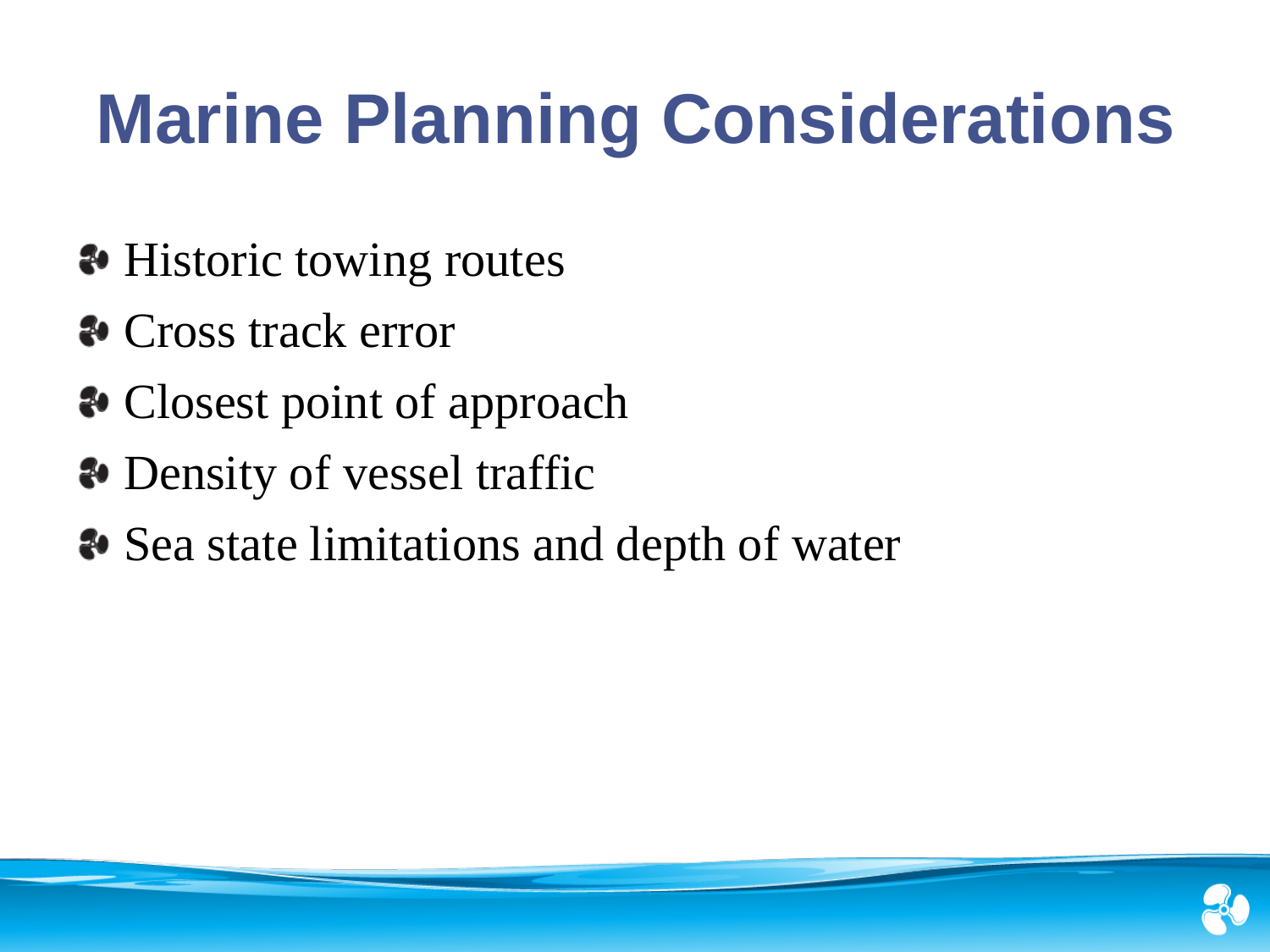# Marine Planning Considerations

- Historic towing routes
- Cross track error
- Closest point of approach
- Density of vessel traffic
- Sea state limitations and depth of water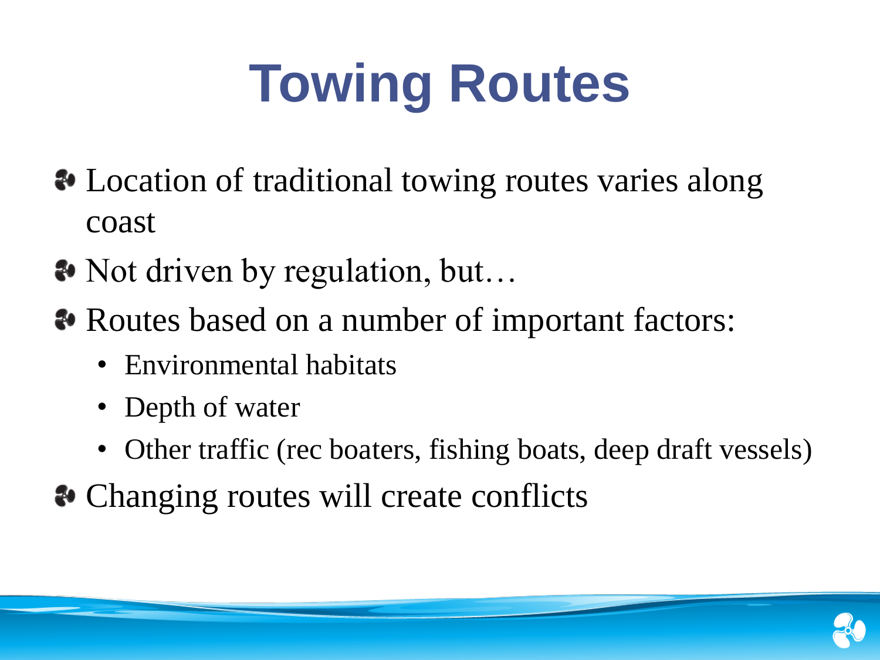# Towing Routes

- Location of traditional towing routes varies along coast
- Not driven by regulation, but…
- Routes based on a number of important factors:
  - Environmental habitats
  - Depth of water
  - Other traffic (rec boaters, fishing boats, deep draft vessels)
- Changing routes will create conflicts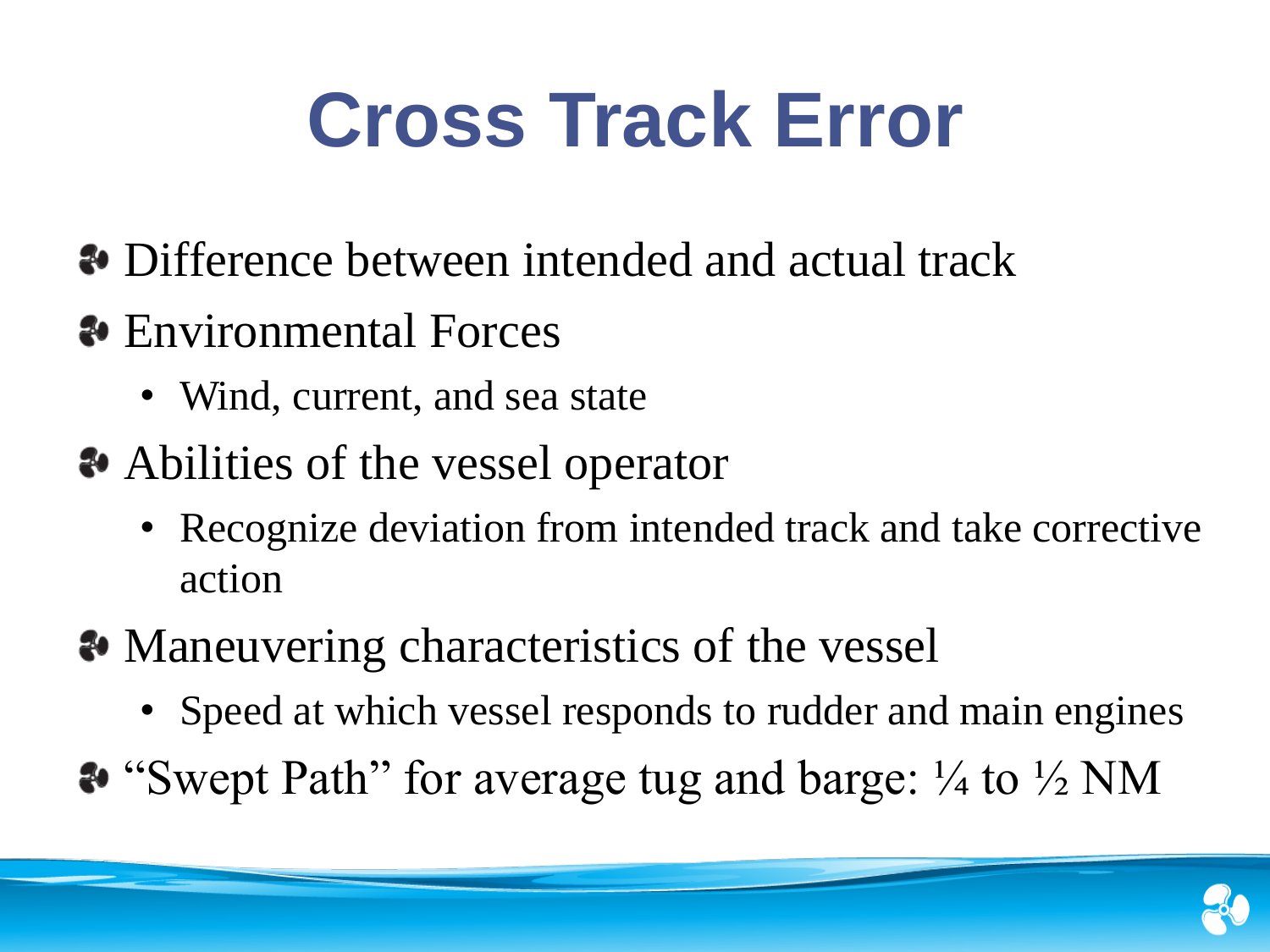# Cross Track Error

- Difference between intended and actual track
- Environmental Forces
  - Wind, current, and sea state
- Abilities of the vessel operator
  - Recognize deviation from intended track and take corrective action
- Maneuvering characteristics of the vessel
  - Speed at which vessel responds to rudder and main engines
- "Swept Path" for average tug and barge: ¼ to ½ NM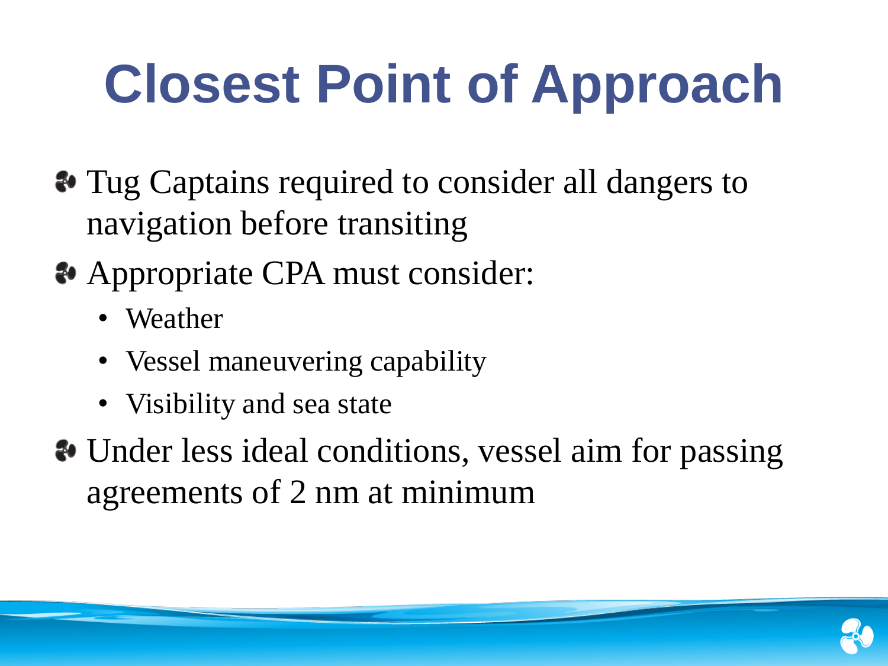# Closest Point of Approach

- Tug Captains required to consider all dangers to navigation before transiting
- Appropriate CPA must consider:
  - Weather
  - Vessel maneuvering capability
  - Visibility and sea state
- Under less ideal conditions, vessel aim for passing agreements of 2 nm at minimum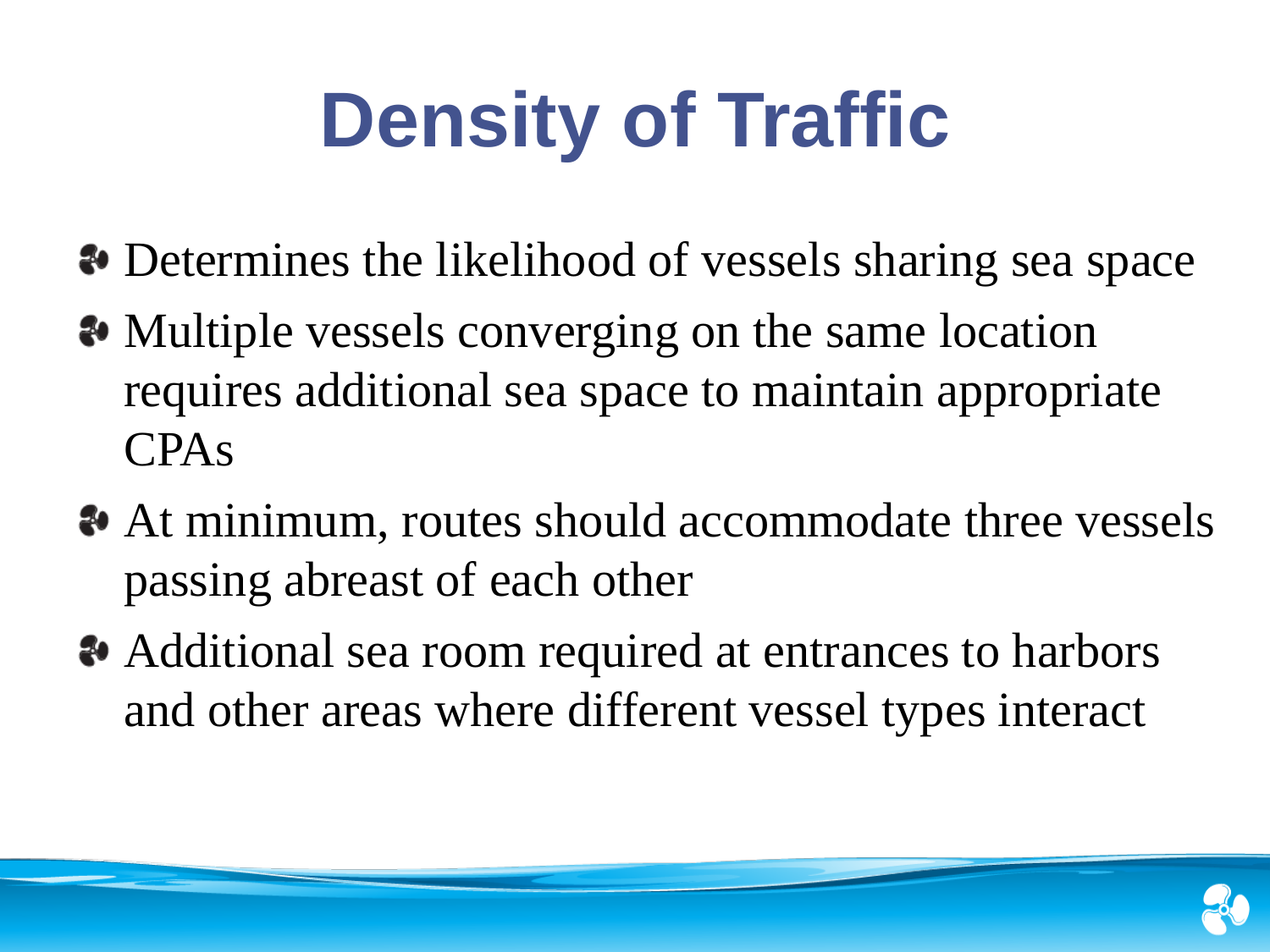# Density of Traffic

- Determines the likelihood of vessels sharing sea space
- Multiple vessels converging on the same location requires additional sea space to maintain appropriate CPAs
- At minimum, routes should accommodate three vessels passing abreast of each other
- Additional sea room required at entrances to harbors and other areas where different vessel types interact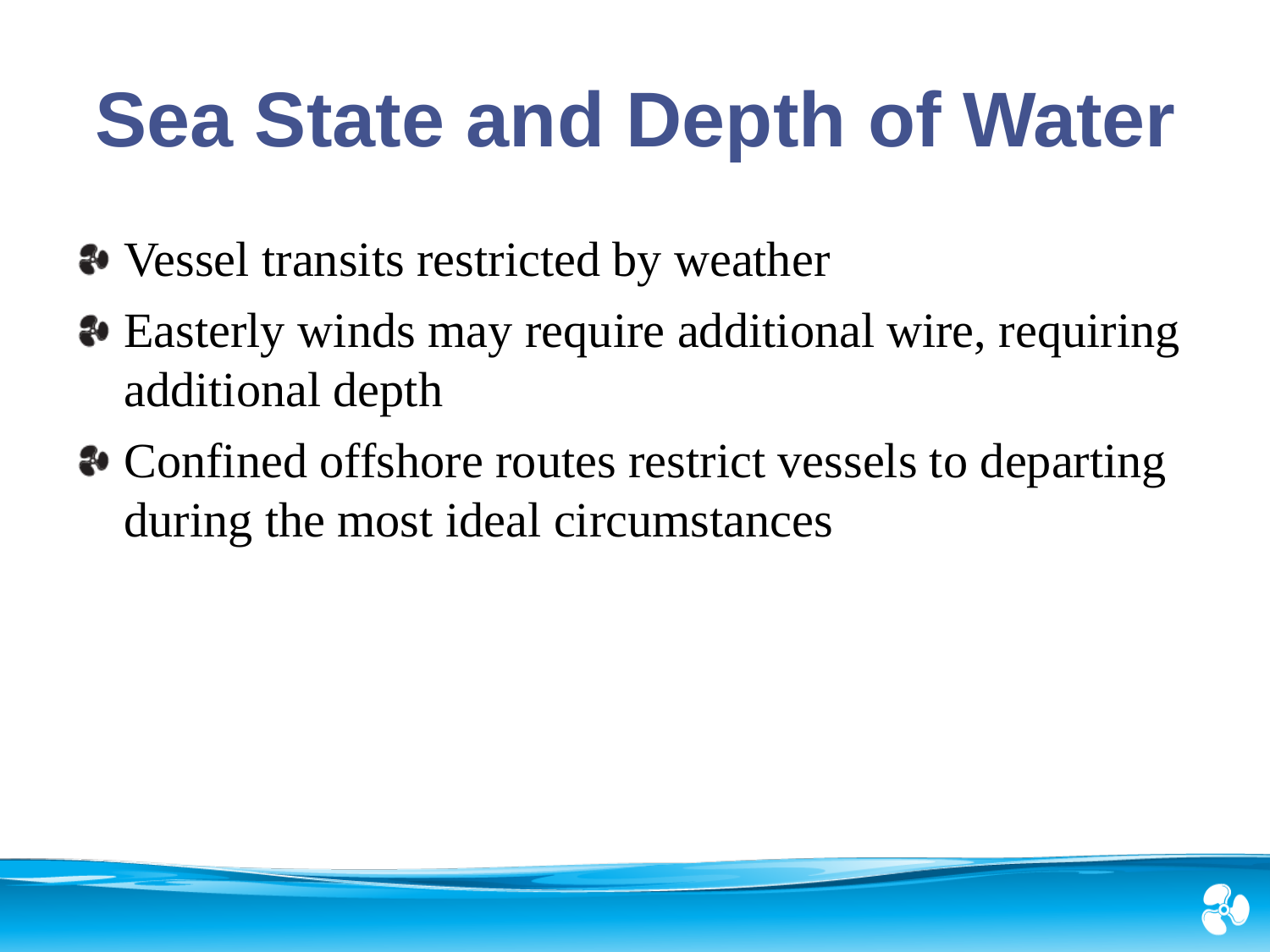# Sea State and Depth of Water

- Vessel transits restricted by weather
- Easterly winds may require additional wire, requiring additional depth
- Confined offshore routes restrict vessels to departing during the most ideal circumstances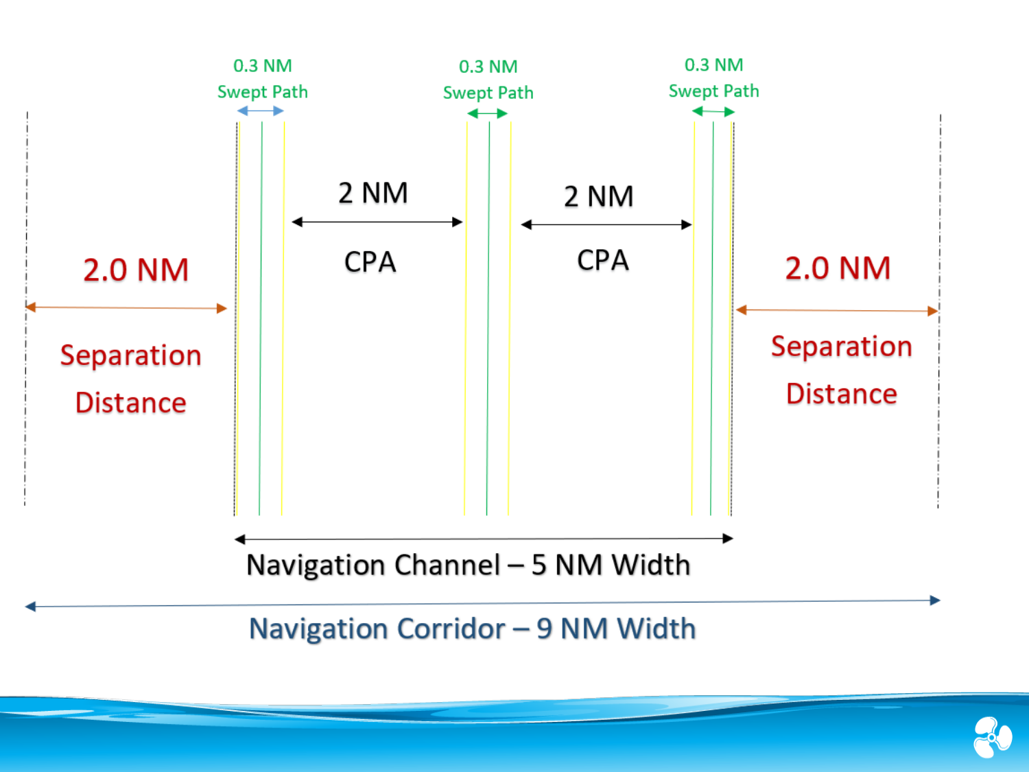0.3 NM

Swept Path

0.3 NM

Swept Path

0.3 NM

Swept Path

2.0 NM

Separation

Distance

2 NM

CPA

2 NM

CPA

2.0 NM

Separation

Distance

Navigation Channel – 5 NM Width

Navigation Corridor – 9 NM Width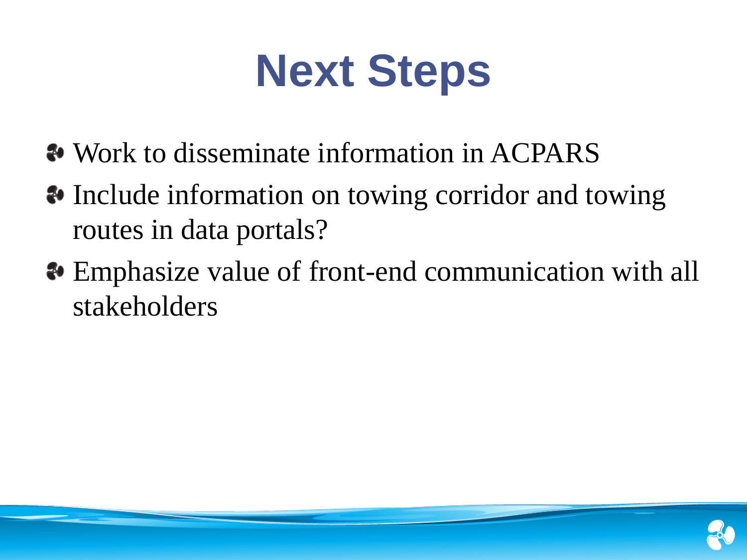# Next Steps

- Work to disseminate information in ACPARS
- Include information on towing corridor and towing routes in data portals?
- Emphasize value of front-end communication with all stakeholders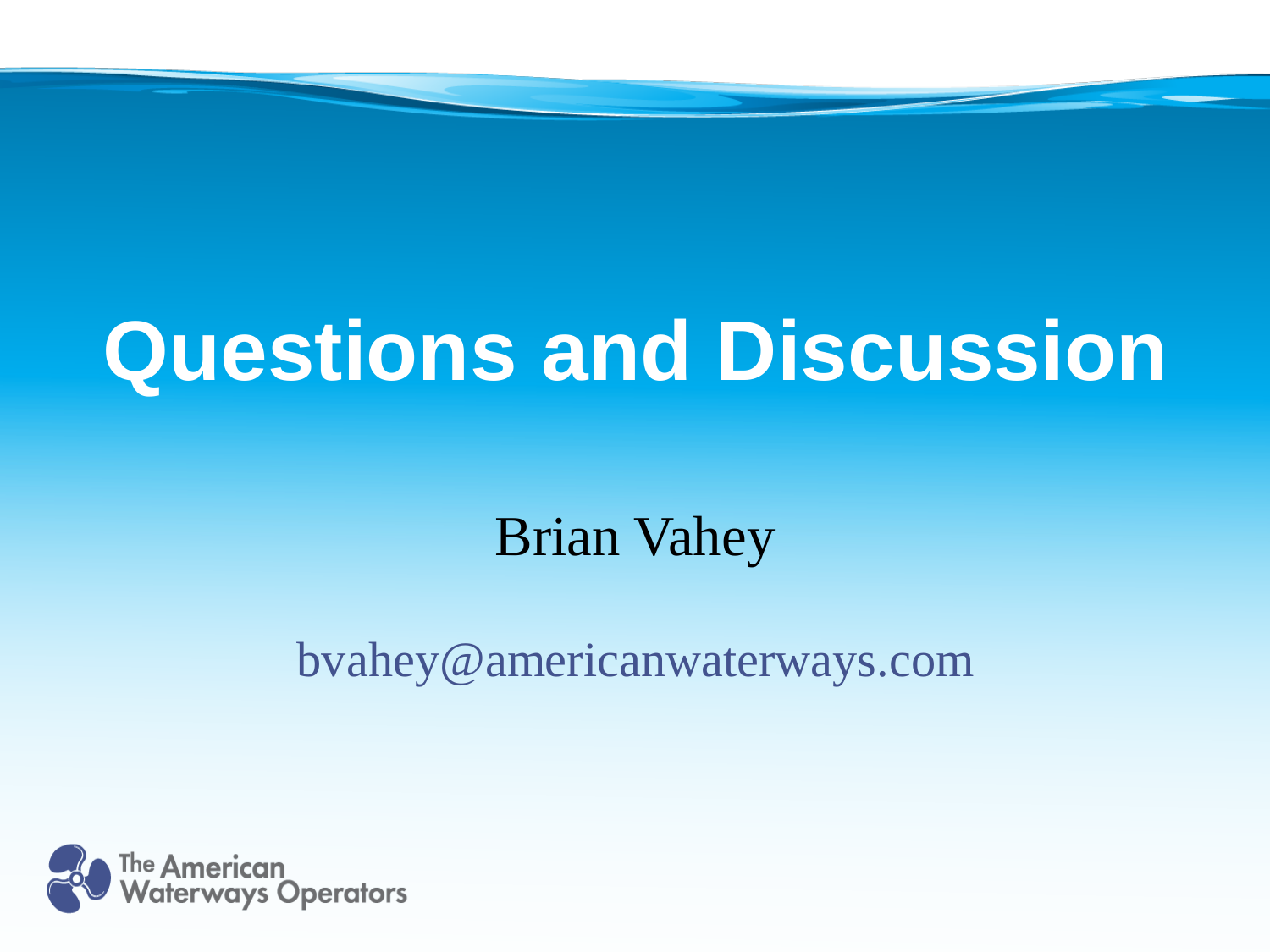# Questions and Discussion

Brian Vahey

bvahey@americanwaterways.com

The American Waterways Operators